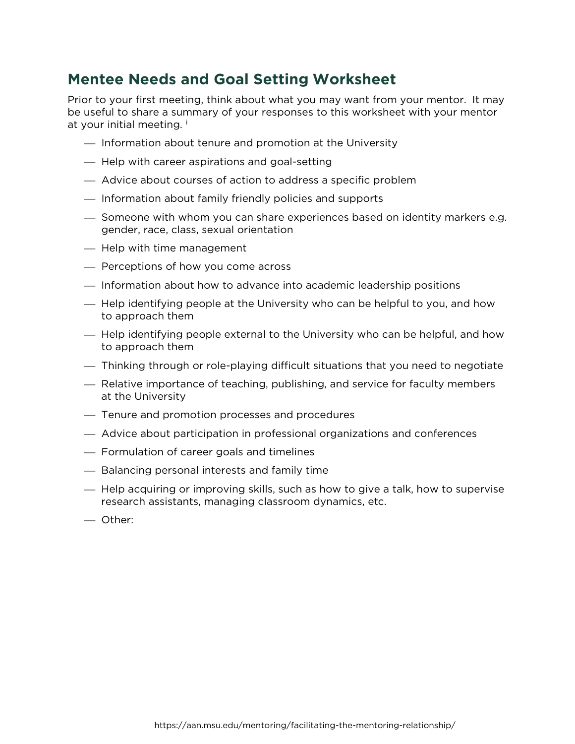## Mentee Needs and Goal Setting Worksheet

Prior to your first meeting, think about what you may want from your mentor. It may be useful to share a summary of your responses to this worksheet with your mentor at your initial meeting. [i]

- Information about tenure and promotion at the University
- Help with career aspirations and goal-setting
- Advice about courses of action to address a specific problem
- Information about family friendly policies and supports
- Someone with whom you can share experiences based on identity markers e.g. gender, race, class, sexual orientation
- Help with time management
- Perceptions of how you come across
- Information about how to advance into academic leadership positions
- Help identifying people at the University who can be helpful to you, and how to approach them
- Help identifying people external to the University who can be helpful, and how to approach them
- Thinking through or role-playing difficult situations that you need to negotiate
- Relative importance of teaching, publishing, and service for faculty members at the University
- Tenure and promotion processes and procedures
- Advice about participation in professional organizations and conferences
- Formulation of career goals and timelines
- Balancing personal interests and family time
- Help acquiring or improving skills, such as how to give a talk, how to supervise research assistants, managing classroom dynamics, etc.
- Other:

https://aan.msu.edu/mentoring/facilitating-the-mentoring-relationship/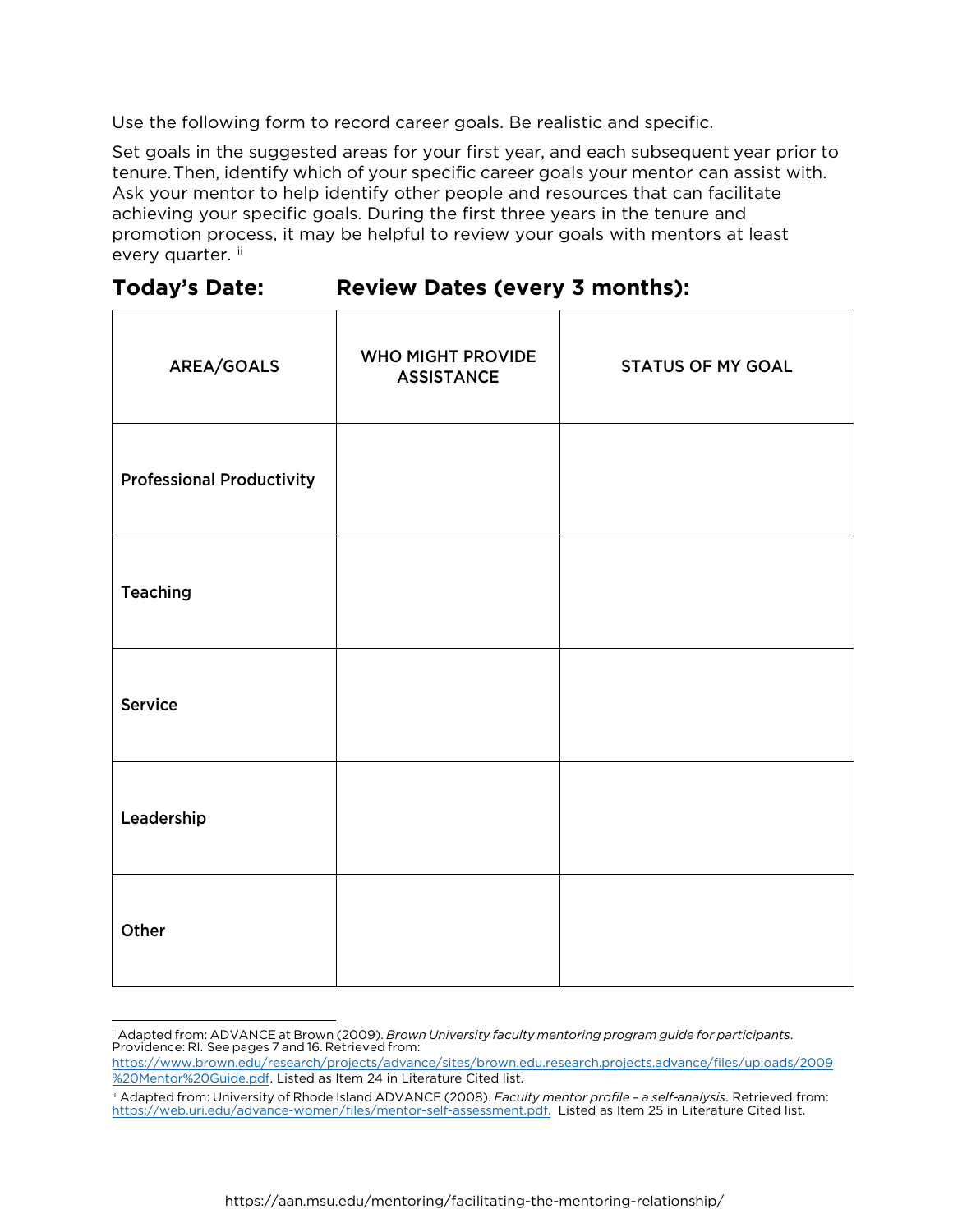Use the following form to record career goals. Be realistic and specific.

Set goals in the suggested areas for your first year, and each subsequent year prior to tenure. Then, identify which of your specific career goals your mentor can assist with. Ask your mentor to help identify other people and resources that can facilitate achieving your specific goals. During the first three years in the tenure and promotion process, it may be helpful to review your goals with mentors at least every quarter. [ii]

**Today's Date:** **Review Dates (every 3 months):**

| AREA/GOALS | WHO MIGHT PROVIDE ASSISTANCE | STATUS OF MY GOAL |
|---|---|---|
| **Professional Productivity** | | |
| **Teaching** | | |
| **Service** | | |
| **Leadership** | | |
| **Other** | | |

[i] Adapted from: ADVANCE at Brown (2009). *Brown University faculty mentoring program guide for participants*. Providence: RI. See pages 7 and 16. Retrieved from: https://www.brown.edu/research/projects/advance/sites/brown.edu.research.projects.advance/files/uploads/2009%20Mentor%20Guide.pdf. Listed as Item 24 in Literature Cited list.

[ii] Adapted from: University of Rhode Island ADVANCE (2008). *Faculty mentor profile – a self-analysis*. Retrieved from: https://web.uri.edu/advance-women/files/mentor-self-assessment.pdf. Listed as Item 25 in Literature Cited list.